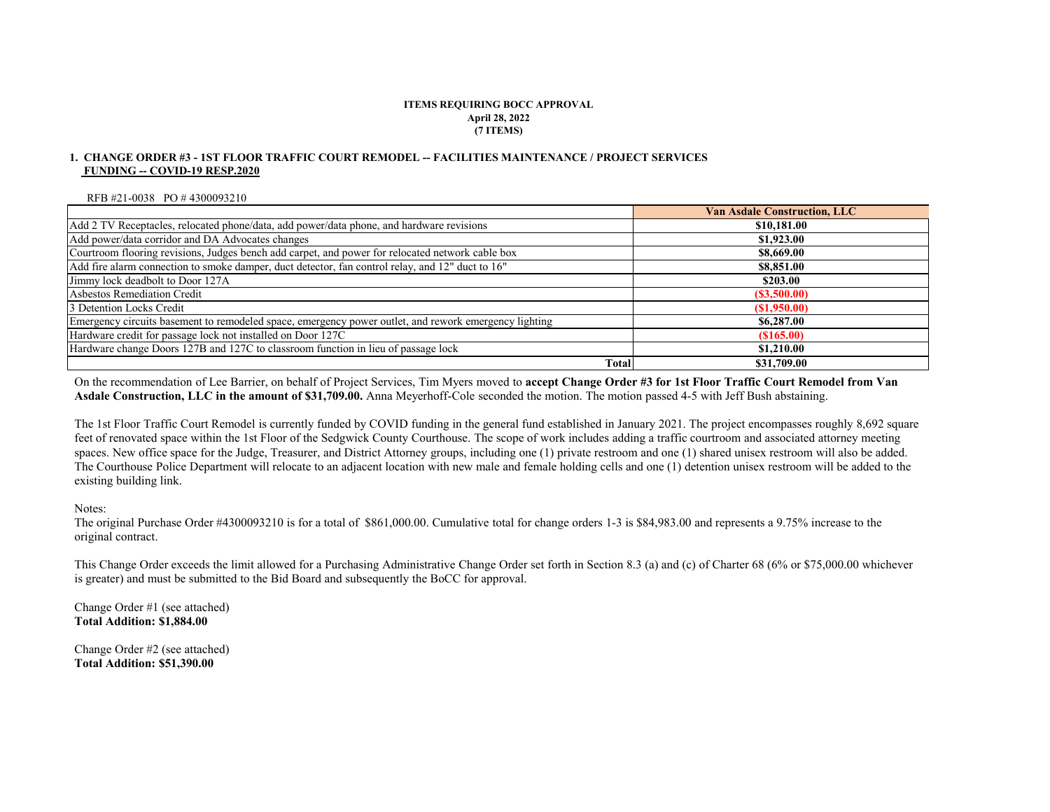**ITEMS REQUIRING BOCC APPROVAL**
**April 28, 2022**
**(7 ITEMS)**

**1. CHANGE ORDER #3 - 1ST FLOOR TRAFFIC COURT REMODEL -- FACILITIES MAINTENANCE / PROJECT SERVICES**
**FUNDING -- COVID-19 RESP.2020**

RFB #21-0038 PO # 4300093210

| | Van Asdale Construction, LLC |
|---|---|
| Add 2 TV Receptacles, relocated phone/data, add power/data phone, and hardware revisions | **$10,181.00** |
| Add power/data corridor and DA Advocates changes | **$1,923.00** |
| Courtroom flooring revisions, Judges bench add carpet, and power for relocated network cable box | **$8,669.00** |
| Add fire alarm connection to smoke damper, duct detector, fan control relay, and 12" duct to 16" | **$8,851.00** |
| Jimmy lock deadbolt to Door 127A | **$203.00** |
| Asbestos Remediation Credit | **($3,500.00)** |
| 3 Detention Locks Credit | **($1,950.00)** |
| Emergency circuits basement to remodeled space, emergency power outlet, and rework emergency lighting | **$6,287.00** |
| Hardware credit for passage lock not installed on Door 127C | **($165.00)** |
| Hardware change Doors 127B and 127C to classroom function in lieu of passage lock | **$1,210.00** |
| **Total** | **$31,709.00** |

On the recommendation of Lee Barrier, on behalf of Project Services, Tim Myers moved to **accept Change Order #3 for 1st Floor Traffic Court Remodel from Van Asdale Construction, LLC in the amount of $31,709.00.** Anna Meyerhoff-Cole seconded the motion. The motion passed 4-5 with Jeff Bush abstaining.

The 1st Floor Traffic Court Remodel is currently funded by COVID funding in the general fund established in January 2021. The project encompasses roughly 8,692 square feet of renovated space within the 1st Floor of the Sedgwick County Courthouse. The scope of work includes adding a traffic courtroom and associated attorney meeting spaces. New office space for the Judge, Treasurer, and District Attorney groups, including one (1) private restroom and one (1) shared unisex restroom will also be added. The Courthouse Police Department will relocate to an adjacent location with new male and female holding cells and one (1) detention unisex restroom will be added to the existing building link.

Notes:
The original Purchase Order #4300093210 is for a total of $861,000.00. Cumulative total for change orders 1-3 is $84,983.00 and represents a 9.75% increase to the original contract.

This Change Order exceeds the limit allowed for a Purchasing Administrative Change Order set forth in Section 8.3 (a) and (c) of Charter 68 (6% or $75,000.00 whichever is greater) and must be submitted to the Bid Board and subsequently the BoCC for approval.

Change Order #1 (see attached)
**Total Addition: $1,884.00**

Change Order #2 (see attached)
**Total Addition: $51,390.00**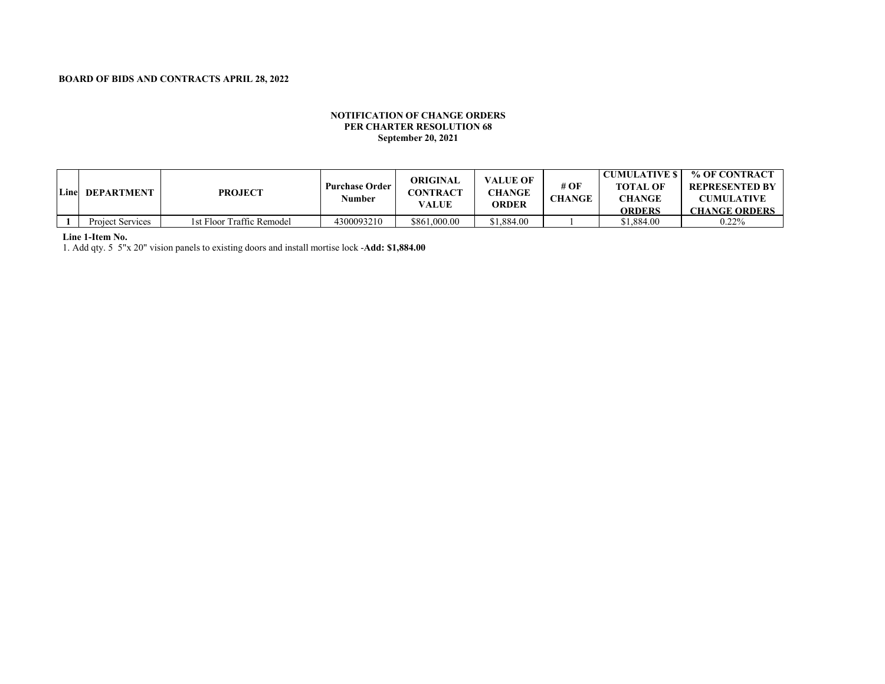**BOARD OF BIDS AND CONTRACTS APRIL 28, 2022**

**NOTIFICATION OF CHANGE ORDERS**
**PER CHARTER RESOLUTION 68**
**September 20, 2021**

| Line | DEPARTMENT | PROJECT | Purchase Order Number | ORIGINAL CONTRACT VALUE | VALUE OF CHANGE ORDER | # OF CHANGE | CUMULATIVE $ TOTAL OF CHANGE ORDERS | % OF CONTRACT REPRESENTED BY CUMULATIVE CHANGE ORDERS |
|---|---|---|---|---|---|---|---|---|
| **1** | Project Services | 1st Floor Traffic Remodel | 4300093210 | $861,000.00 | $1,884.00 | 1 | $1,884.00 | 0.22% |

**Line 1-Item No.**

1. Add qty. 5 5"x 20" vision panels to existing doors and install mortise lock -**Add: $1,884.00**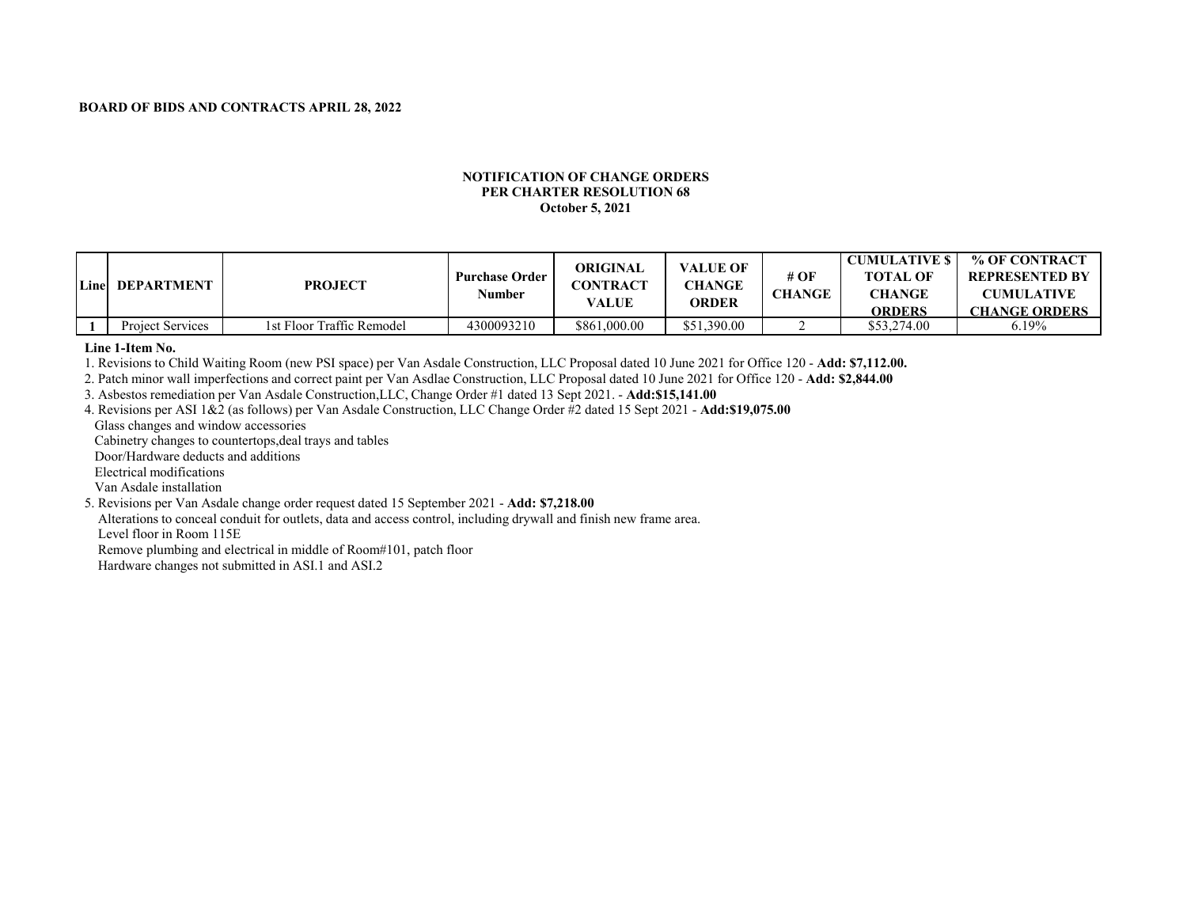**BOARD OF BIDS AND CONTRACTS APRIL 28, 2022**

**NOTIFICATION OF CHANGE ORDERS**
**PER CHARTER RESOLUTION 68**
**October 5, 2021**

| Line | DEPARTMENT | PROJECT | Purchase Order Number | ORIGINAL CONTRACT VALUE | VALUE OF CHANGE ORDER | # OF CHANGE | CUMULATIVE $ TOTAL OF CHANGE ORDERS | % OF CONTRACT REPRESENTED BY CUMULATIVE CHANGE ORDERS |
|---|---|---|---|---|---|---|---|---|
| 1 | Project Services | 1st Floor Traffic Remodel | 4300093210 | $861,000.00 | $51,390.00 | 2 | $53,274.00 | 6.19% |

**Line 1-Item No.**

1. Revisions to Child Waiting Room (new PSI space) per Van Asdale Construction, LLC Proposal dated 10 June 2021 for Office 120 - **Add: $7,112.00.**
2. Patch minor wall imperfections and correct paint per Van Asdlae Construction, LLC Proposal dated 10 June 2021 for Office 120 - **Add: $2,844.00**
3. Asbestos remediation per Van Asdale Construction,LLC, Change Order #1 dated 13 Sept 2021. - **Add:$15,141.00**
4. Revisions per ASI 1&2 (as follows) per Van Asdale Construction, LLC Change Order #2 dated 15 Sept 2021 - **Add:$19,075.00**
   Glass changes and window accessories
   Cabinetry changes to countertops,deal trays and tables
   Door/Hardware deducts and additions
   Electrical modifications
   Van Asdale installation
5. Revisions per Van Asdale change order request dated 15 September 2021 - **Add: $7,218.00**
   Alterations to conceal conduit for outlets, data and access control, including drywall and finish new frame area.
   Level floor in Room 115E
   Remove plumbing and electrical in middle of Room#101, patch floor
   Hardware changes not submitted in ASI.1 and ASI.2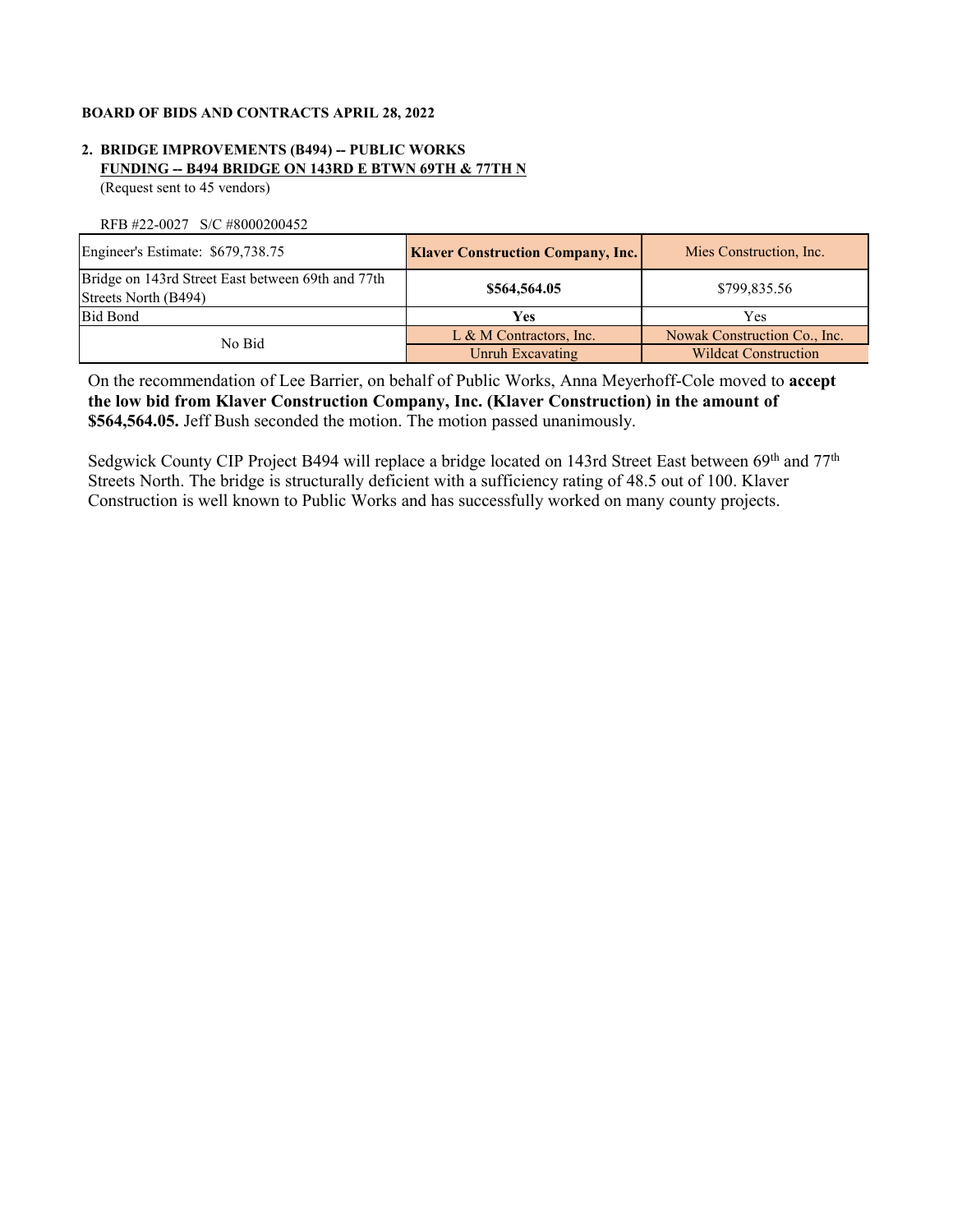**BOARD OF BIDS AND CONTRACTS APRIL 28, 2022**

**2. BRIDGE IMPROVEMENTS (B494) -- PUBLIC WORKS**
**FUNDING -- B494 BRIDGE ON 143RD E BTWN 69TH & 77TH N**
(Request sent to 45 vendors)

RFB #22-0027 S/C #8000200452

| Engineer's Estimate: $679,738.75 | **Klaver Construction Company, Inc.** | Mies Construction, Inc. |
|---|---|---|
| Bridge on 143rd Street East between 69th and 77th Streets North (B494) | **$564,564.05** | $799,835.56 |
| Bid Bond | **Yes** | Yes |
| No Bid | L & M Contractors, Inc. | Nowak Construction Co., Inc. |
| | Unruh Excavating | Wildcat Construction |

On the recommendation of Lee Barrier, on behalf of Public Works, Anna Meyerhoff-Cole moved to **accept the low bid from Klaver Construction Company, Inc. (Klaver Construction) in the amount of $564,564.05.** Jeff Bush seconded the motion. The motion passed unanimously.

Sedgwick County CIP Project B494 will replace a bridge located on 143rd Street East between 69th and 77th Streets North. The bridge is structurally deficient with a sufficiency rating of 48.5 out of 100. Klaver Construction is well known to Public Works and has successfully worked on many county projects.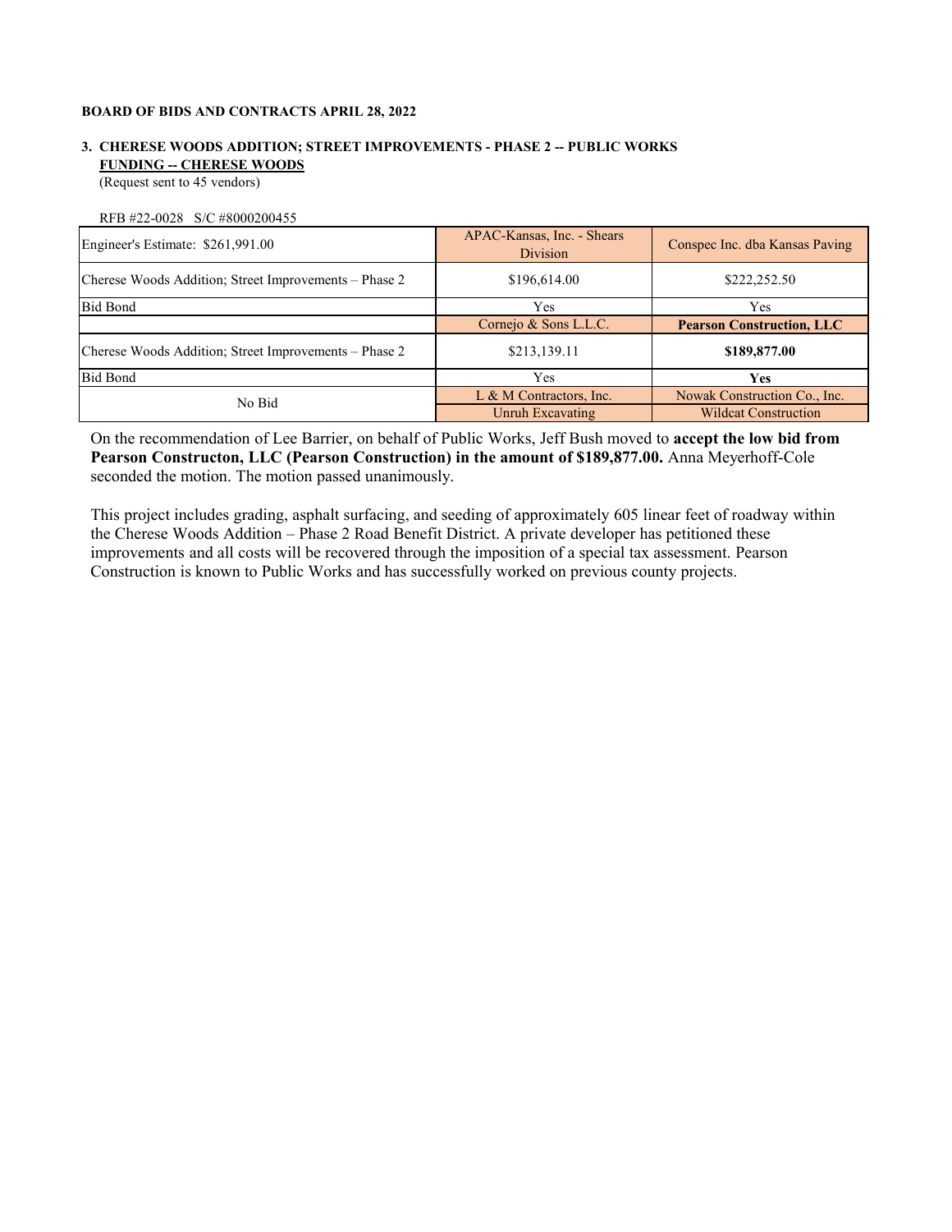**BOARD OF BIDS AND CONTRACTS APRIL 28, 2022**

**3. CHERESE WOODS ADDITION; STREET IMPROVEMENTS - PHASE 2 -- PUBLIC WORKS**
**FUNDING -- CHERESE WOODS**
(Request sent to 45 vendors)

RFB #22-0028 S/C #8000200455

| Engineer's Estimate: $261,991.00 | APAC-Kansas, Inc. - Shears Division | Conspec Inc. dba Kansas Paving |
|---|---|---|
| Cherese Woods Addition; Street Improvements – Phase 2 | $196,614.00 | $222,252.50 |
| Bid Bond | Yes | Yes |
| | Cornejo & Sons L.L.C. | **Pearson Construction, LLC** |
| Cherese Woods Addition; Street Improvements – Phase 2 | $213,139.11 | **$189,877.00** |
| Bid Bond | Yes | **Yes** |
| No Bid | L & M Contractors, Inc. | Nowak Construction Co., Inc. |
| | Unruh Excavating | Wildcat Construction |

On the recommendation of Lee Barrier, on behalf of Public Works, Jeff Bush moved to **accept the low bid from Pearson Constructon, LLC (Pearson Construction) in the amount of $189,877.00.** Anna Meyerhoff-Cole seconded the motion. The motion passed unanimously.

This project includes grading, asphalt surfacing, and seeding of approximately 605 linear feet of roadway within the Cherese Woods Addition – Phase 2 Road Benefit District. A private developer has petitioned these improvements and all costs will be recovered through the imposition of a special tax assessment. Pearson Construction is known to Public Works and has successfully worked on previous county projects.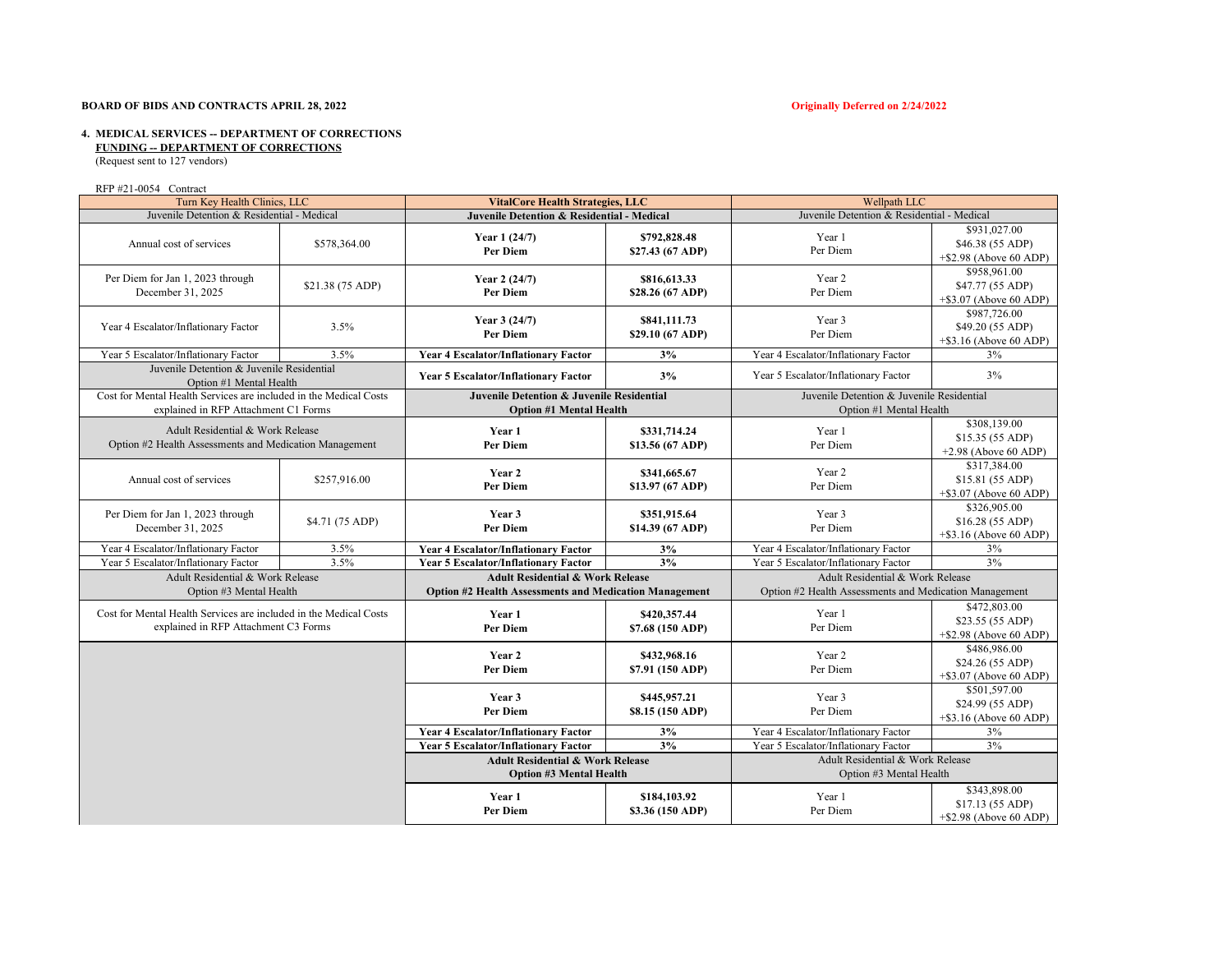**BOARD OF BIDS AND CONTRACTS APRIL 28, 2022** **Originally Deferred on 2/24/2022**

**4. MEDICAL SERVICES -- DEPARTMENT OF CORRECTIONS**
**FUNDING -- DEPARTMENT OF CORRECTIONS**
(Request sent to 127 vendors)

RFP #21-0054 Contract

| Turn Key Health Clinics, LLC | | **VitalCore Health Strategies, LLC** | | Wellpath LLC | |
|---|---|---|---|---|---|
| Juvenile Detention & Residential - Medical | | **Juvenile Detention & Residential - Medical** | | Juvenile Detention & Residential - Medical | |
| Annual cost of services | $578,364.00 | **Year 1 (24/7) Per Diem** | **$792,828.48 $27.43 (67 ADP)** | Year 1 Per Diem | $931,027.00 $46.38 (55 ADP) +$2.98 (Above 60 ADP) |
| Per Diem for Jan 1, 2023 through December 31, 2025 | $21.38 (75 ADP) | **Year 2 (24/7) Per Diem** | **$816,613.33 $28.26 (67 ADP)** | Year 2 Per Diem | $958,961.00 $47.77 (55 ADP) +$3.07 (Above 60 ADP) |
| Year 4 Escalator/Inflationary Factor | 3.5% | **Year 3 (24/7) Per Diem** | **$841,111.73 $29.10 (67 ADP)** | Year 3 Per Diem | $987,726.00 $49.20 (55 ADP) +$3.16 (Above 60 ADP) |
| Year 5 Escalator/Inflationary Factor | 3.5% | **Year 4 Escalator/Inflationary Factor** | **3%** | Year 4 Escalator/Inflationary Factor | 3% |
| Juvenile Detention & Juvenile Residential Option #1 Mental Health | | **Year 5 Escalator/Inflationary Factor** | **3%** | Year 5 Escalator/Inflationary Factor | 3% |
| Cost for Mental Health Services are included in the Medical Costs explained in RFP Attachment C1 Forms | | **Juvenile Detention & Juvenile Residential Option #1 Mental Health** | | Juvenile Detention & Juvenile Residential Option #1 Mental Health | |
| Adult Residential & Work Release Option #2 Health Assessments and Medication Management | | **Year 1 Per Diem** | **$331,714.24 $13.56 (67 ADP)** | Year 1 Per Diem | $308,139.00 $15.35 (55 ADP) +2.98 (Above 60 ADP) |
| Annual cost of services | $257,916.00 | **Year 2 Per Diem** | **$341,665.67 $13.97 (67 ADP)** | Year 2 Per Diem | $317,384.00 $15.81 (55 ADP) +$3.07 (Above 60 ADP) |
| Per Diem for Jan 1, 2023 through December 31, 2025 | $4.71 (75 ADP) | **Year 3 Per Diem** | **$351,915.64 $14.39 (67 ADP)** | Year 3 Per Diem | $326,905.00 $16.28 (55 ADP) +$3.16 (Above 60 ADP) |
| Year 4 Escalator/Inflationary Factor | 3.5% | **Year 4 Escalator/Inflationary Factor** | **3%** | Year 4 Escalator/Inflationary Factor | 3% |
| Year 5 Escalator/Inflationary Factor | 3.5% | **Year 5 Escalator/Inflationary Factor** | **3%** | Year 5 Escalator/Inflationary Factor | 3% |
| Adult Residential & Work Release Option #3 Mental Health | | **Adult Residential & Work Release Option #2 Health Assessments and Medication Management** | | Adult Residential & Work Release Option #2 Health Assessments and Medication Management | |
| Cost for Mental Health Services are included in the Medical Costs explained in RFP Attachment C3 Forms | | **Year 1 Per Diem** | **$420,357.44 $7.68 (150 ADP)** | Year 1 Per Diem | $472,803.00 $23.55 (55 ADP) +$2.98 (Above 60 ADP) |
| | | **Year 2 Per Diem** | **$432,968.16 $7.91 (150 ADP)** | Year 2 Per Diem | $486,986.00 $24.26 (55 ADP) +$3.07 (Above 60 ADP) |
| | | **Year 3 Per Diem** | **$445,957.21 $8.15 (150 ADP)** | Year 3 Per Diem | $501,597.00 $24.99 (55 ADP) +$3.16 (Above 60 ADP) |
| | | **Year 4 Escalator/Inflationary Factor** | **3%** | Year 4 Escalator/Inflationary Factor | 3% |
| | | **Year 5 Escalator/Inflationary Factor** | **3%** | Year 5 Escalator/Inflationary Factor | 3% |
| | | **Adult Residential & Work Release Option #3 Mental Health** | | Adult Residential & Work Release Option #3 Mental Health | |
| | | **Year 1 Per Diem** | **$184,103.92 $3.36 (150 ADP)** | Year 1 Per Diem | $343,898.00 $17.13 (55 ADP) +$2.98 (Above 60 ADP) |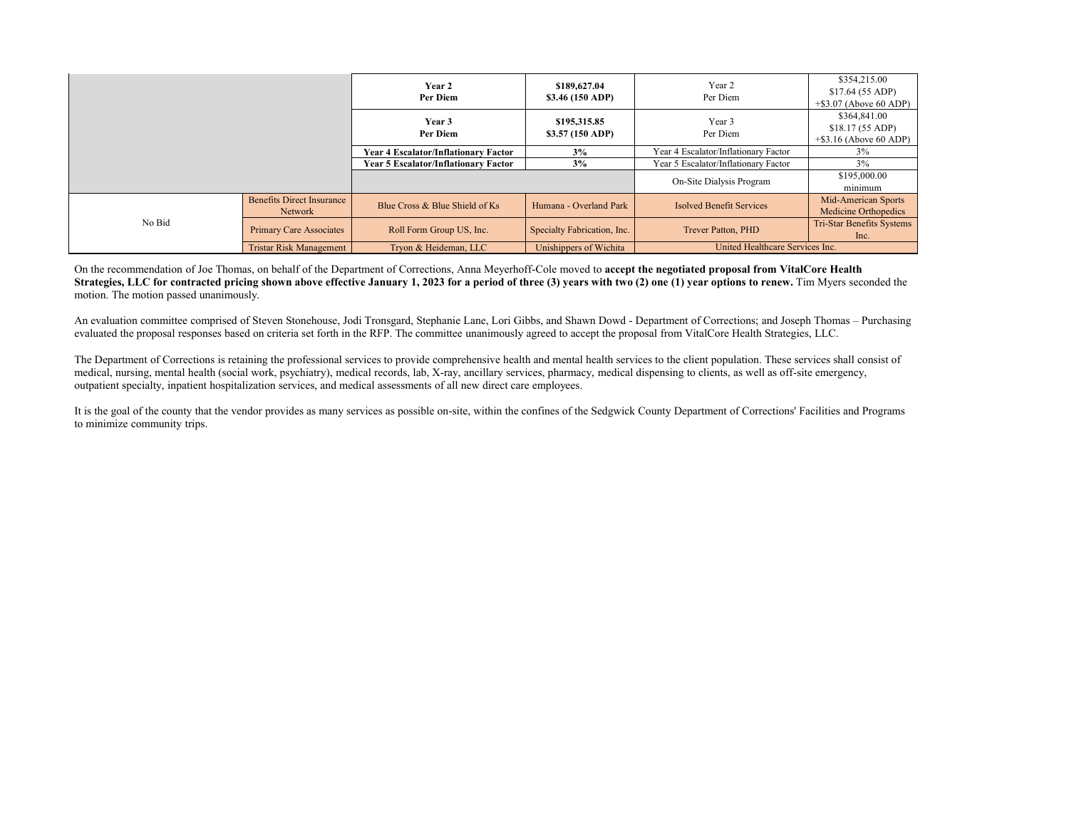| | | | | | |
|---|---|---|---|---|---|
| | | **Year 2<br>Per Diem** | **$189,627.04<br>$3.46 (150 ADP)** | Year 2<br>Per Diem | $354,215.00<br>$17.64 (55 ADP)<br>+$3.07 (Above 60 ADP) |
| | | **Year 3<br>Per Diem** | **$195,315.85<br>$3.57 (150 ADP)** | Year 3<br>Per Diem | $364,841.00<br>$18.17 (55 ADP)<br>+$3.16 (Above 60 ADP) |
| | | **Year 4 Escalator/Inflationary Factor** | **3%** | Year 4 Escalator/Inflationary Factor | 3% |
| | | **Year 5 Escalator/Inflationary Factor** | **3%** | Year 5 Escalator/Inflationary Factor | 3% |
| | | | | On-Site Dialysis Program | $195,000.00<br>minimum |
| No Bid | Benefits Direct Insurance Network | Blue Cross & Blue Shield of Ks | Humana - Overland Park | Isolved Benefit Services | Mid-American Sports Medicine Orthopedics |
| | Primary Care Associates | Roll Form Group US, Inc. | Specialty Fabrication, Inc. | Trever Patton, PHD | Tri-Star Benefits Systems Inc. |
| | Tristar Risk Management | Tryon & Heideman, LLC | Unishippers of Wichita | United Healthcare Services Inc. | |

On the recommendation of Joe Thomas, on behalf of the Department of Corrections, Anna Meyerhoff-Cole moved to **accept the negotiated proposal from VitalCore Health Strategies, LLC for contracted pricing shown above effective January 1, 2023 for a period of three (3) years with two (2) one (1) year options to renew.** Tim Myers seconded the motion. The motion passed unanimously.

An evaluation committee comprised of Steven Stonehouse, Jodi Tronsgard, Stephanie Lane, Lori Gibbs, and Shawn Dowd - Department of Corrections; and Joseph Thomas – Purchasing evaluated the proposal responses based on criteria set forth in the RFP. The committee unanimously agreed to accept the proposal from VitalCore Health Strategies, LLC.

The Department of Corrections is retaining the professional services to provide comprehensive health and mental health services to the client population. These services shall consist of medical, nursing, mental health (social work, psychiatry), medical records, lab, X-ray, ancillary services, pharmacy, medical dispensing to clients, as well as off-site emergency, outpatient specialty, inpatient hospitalization services, and medical assessments of all new direct care employees.

It is the goal of the county that the vendor provides as many services as possible on-site, within the confines of the Sedgwick County Department of Corrections' Facilities and Programs to minimize community trips.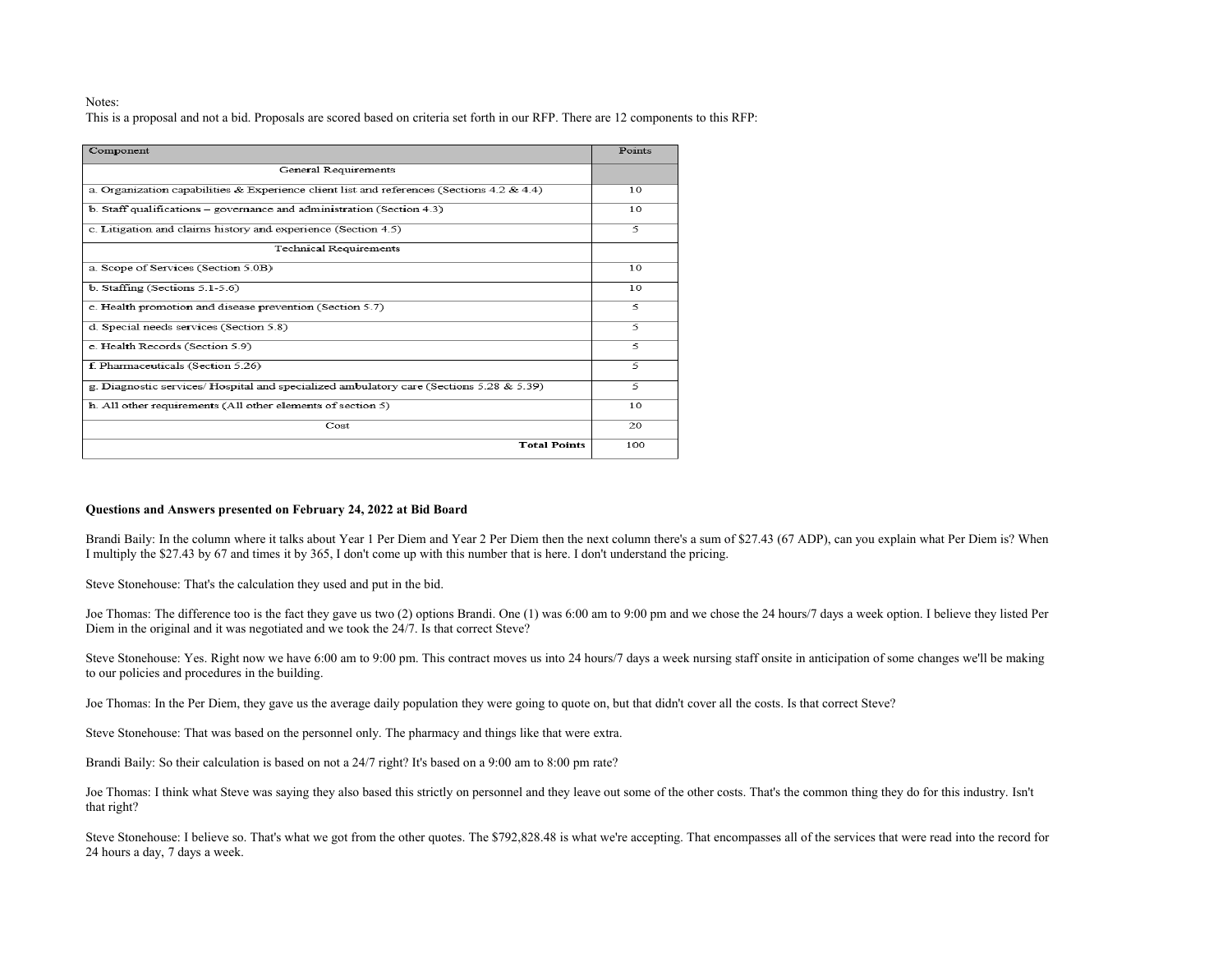Notes:
This is a proposal and not a bid. Proposals are scored based on criteria set forth in our RFP. There are 12 components to this RFP:

| Component | Points |
|---|---|
| General Requirements | |
| a. Organization capabilities & Experience client list and references (Sections 4.2 & 4.4) | 10 |
| b. Staff qualifications – governance and administration (Section 4.3) | 10 |
| c. Litigation and claims history and experience (Section 4.5) | 5 |
| Technical Requirements | |
| a. Scope of Services (Section 5.0B) | 10 |
| b. Staffing (Sections 5.1-5.6) | 10 |
| c. Health promotion and disease prevention (Section 5.7) | 5 |
| d. Special needs services (Section 5.8) | 5 |
| e. Health Records (Section 5.9) | 5 |
| f. Pharmaceuticals (Section 5.26) | 5 |
| g. Diagnostic services/ Hospital and specialized ambulatory care (Sections 5.28 & 5.39) | 5 |
| h. All other requirements (All other elements of section 5) | 10 |
| Cost | 20 |
| **Total Points** | 100 |

**Questions and Answers presented on February 24, 2022 at Bid Board**

Brandi Baily: In the column where it talks about Year 1 Per Diem and Year 2 Per Diem then the next column there's a sum of $27.43 (67 ADP), can you explain what Per Diem is? When I multiply the $27.43 by 67 and times it by 365, I don't come up with this number that is here. I don't understand the pricing.

Steve Stonehouse: That's the calculation they used and put in the bid.

Joe Thomas: The difference too is the fact they gave us two (2) options Brandi. One (1) was 6:00 am to 9:00 pm and we chose the 24 hours/7 days a week option. I believe they listed Per Diem in the original and it was negotiated and we took the 24/7. Is that correct Steve?

Steve Stonehouse: Yes. Right now we have 6:00 am to 9:00 pm. This contract moves us into 24 hours/7 days a week nursing staff onsite in anticipation of some changes we'll be making to our policies and procedures in the building.

Joe Thomas: In the Per Diem, they gave us the average daily population they were going to quote on, but that didn't cover all the costs. Is that correct Steve?

Steve Stonehouse: That was based on the personnel only. The pharmacy and things like that were extra.

Brandi Baily: So their calculation is based on not a 24/7 right? It's based on a 9:00 am to 8:00 pm rate?

Joe Thomas: I think what Steve was saying they also based this strictly on personnel and they leave out some of the other costs. That's the common thing they do for this industry. Isn't that right?

Steve Stonehouse: I believe so. That's what we got from the other quotes. The $792,828.48 is what we're accepting. That encompasses all of the services that were read into the record for 24 hours a day, 7 days a week.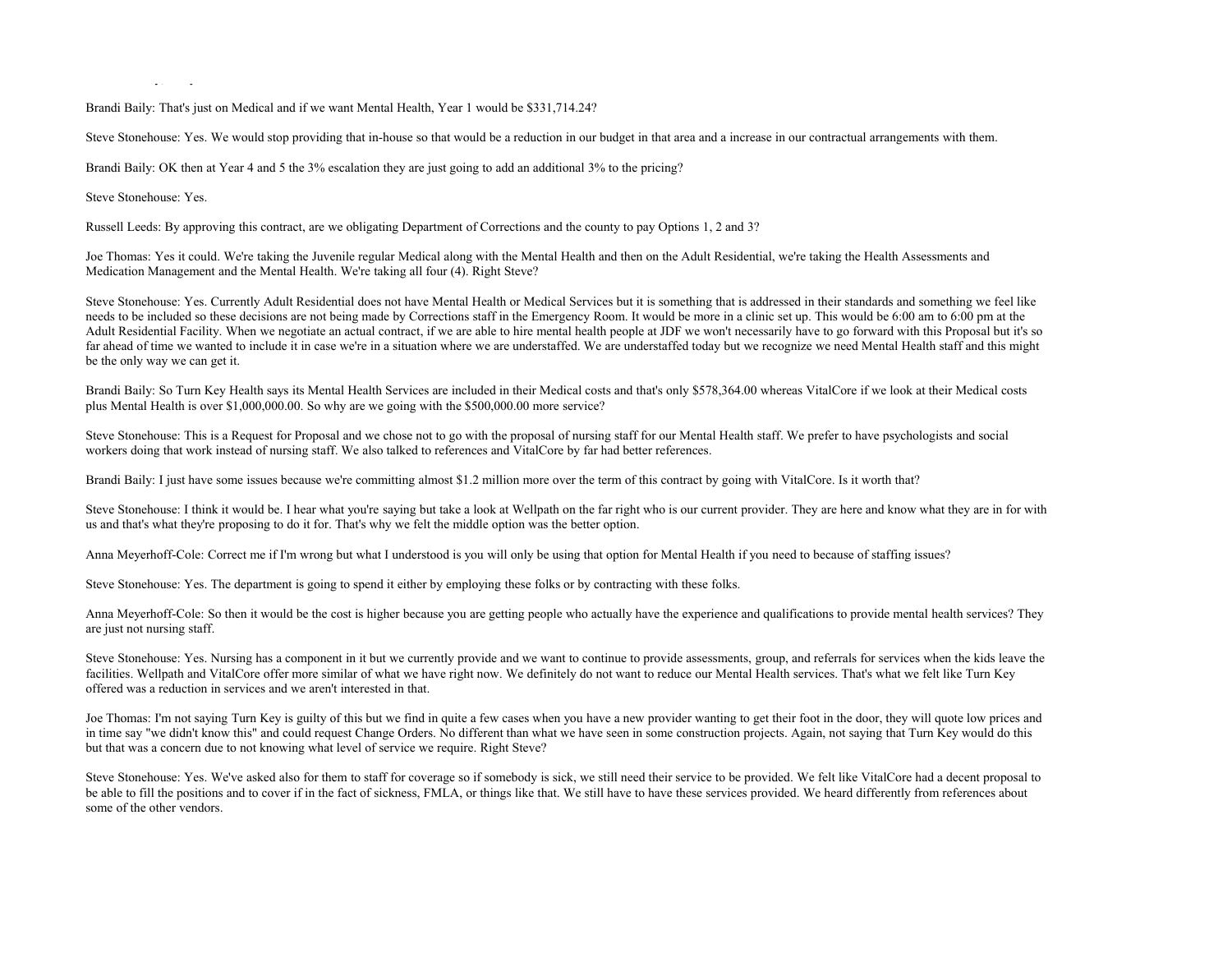Brandi Baily: That's just on Medical and if we want Mental Health, Year 1 would be $331,714.24?

Steve Stonehouse: Yes. We would stop providing that in-house so that would be a reduction in our budget in that area and a increase in our contractual arrangements with them.

Brandi Baily: OK then at Year 4 and 5 the 3% escalation they are just going to add an additional 3% to the pricing?

Steve Stonehouse: Yes.

Russell Leeds: By approving this contract, are we obligating Department of Corrections and the county to pay Options 1, 2 and 3?

Joe Thomas: Yes it could. We're taking the Juvenile regular Medical along with the Mental Health and then on the Adult Residential, we're taking the Health Assessments and Medication Management and the Mental Health. We're taking all four (4). Right Steve?

Steve Stonehouse: Yes. Currently Adult Residential does not have Mental Health or Medical Services but it is something that is addressed in their standards and something we feel like needs to be included so these decisions are not being made by Corrections staff in the Emergency Room. It would be more in a clinic set up. This would be 6:00 am to 6:00 pm at the Adult Residential Facility. When we negotiate an actual contract, if we are able to hire mental health people at JDF we won't necessarily have to go forward with this Proposal but it's so far ahead of time we wanted to include it in case we're in a situation where we are understaffed. We are understaffed today but we recognize we need Mental Health staff and this might be the only way we can get it.

Brandi Baily: So Turn Key Health says its Mental Health Services are included in their Medical costs and that's only $578,364.00 whereas VitalCore if we look at their Medical costs plus Mental Health is over $1,000,000.00. So why are we going with the $500,000.00 more service?

Steve Stonehouse: This is a Request for Proposal and we chose not to go with the proposal of nursing staff for our Mental Health staff. We prefer to have psychologists and social workers doing that work instead of nursing staff. We also talked to references and VitalCore by far had better references.

Brandi Baily: I just have some issues because we're committing almost $1.2 million more over the term of this contract by going with VitalCore. Is it worth that?

Steve Stonehouse: I think it would be. I hear what you're saying but take a look at Wellpath on the far right who is our current provider. They are here and know what they are in for with us and that's what they're proposing to do it for. That's why we felt the middle option was the better option.

Anna Meyerhoff-Cole: Correct me if I'm wrong but what I understood is you will only be using that option for Mental Health if you need to because of staffing issues?

Steve Stonehouse: Yes. The department is going to spend it either by employing these folks or by contracting with these folks.

Anna Meyerhoff-Cole: So then it would be the cost is higher because you are getting people who actually have the experience and qualifications to provide mental health services? They are just not nursing staff.

Steve Stonehouse: Yes. Nursing has a component in it but we currently provide and we want to continue to provide assessments, group, and referrals for services when the kids leave the facilities. Wellpath and VitalCore offer more similar of what we have right now. We definitely do not want to reduce our Mental Health services. That's what we felt like Turn Key offered was a reduction in services and we aren't interested in that.

Joe Thomas: I'm not saying Turn Key is guilty of this but we find in quite a few cases when you have a new provider wanting to get their foot in the door, they will quote low prices and in time say "we didn't know this" and could request Change Orders. No different than what we have seen in some construction projects. Again, not saying that Turn Key would do this but that was a concern due to not knowing what level of service we require. Right Steve?

Steve Stonehouse: Yes. We've asked also for them to staff for coverage so if somebody is sick, we still need their service to be provided. We felt like VitalCore had a decent proposal to be able to fill the positions and to cover if in the fact of sickness, FMLA, or things like that. We still have to have these services provided. We heard differently from references about some of the other vendors.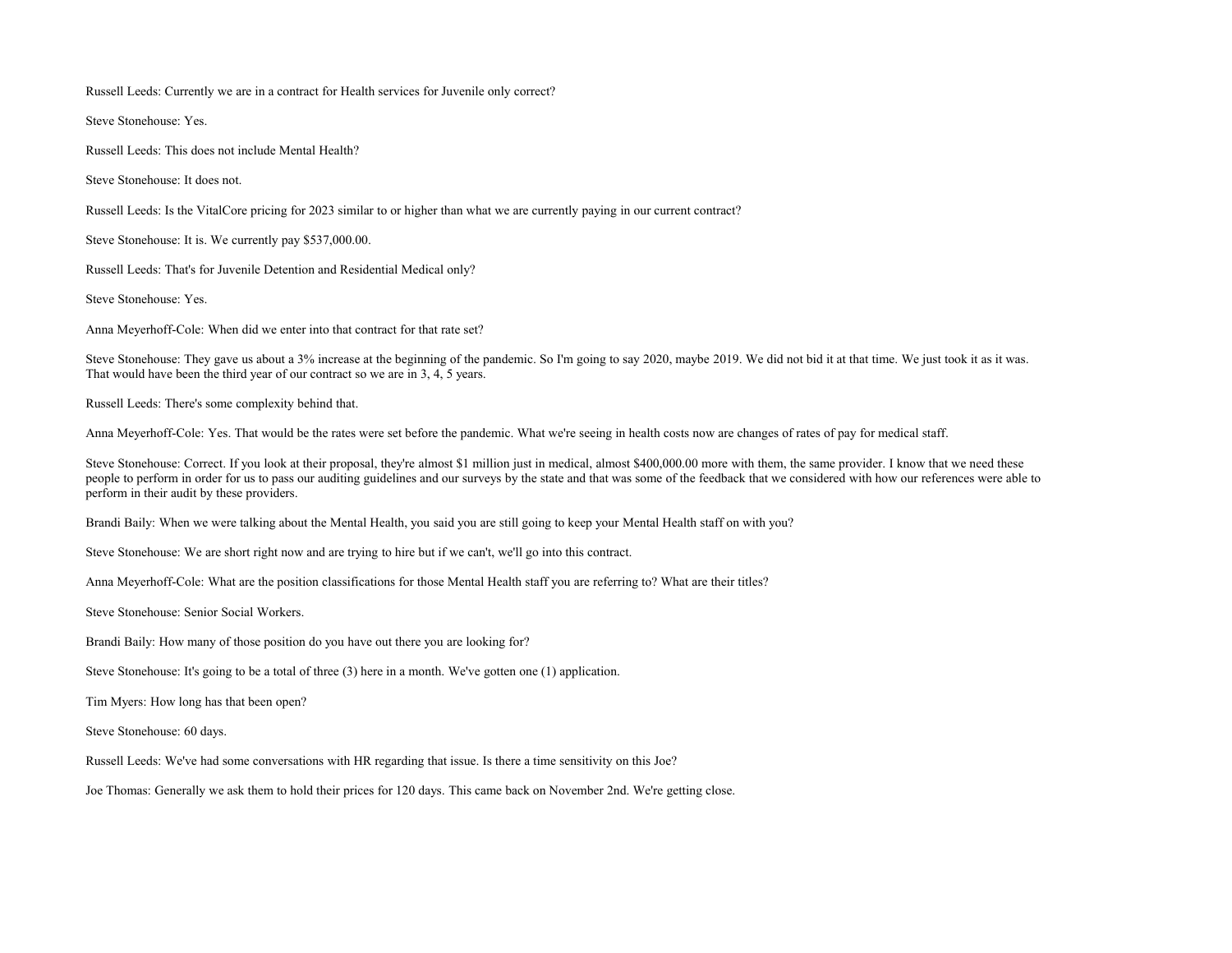Russell Leeds: Currently we are in a contract for Health services for Juvenile only correct?

Steve Stonehouse: Yes.

Russell Leeds: This does not include Mental Health?

Steve Stonehouse: It does not.

Russell Leeds: Is the VitalCore pricing for 2023 similar to or higher than what we are currently paying in our current contract?

Steve Stonehouse: It is. We currently pay $537,000.00.

Russell Leeds: That's for Juvenile Detention and Residential Medical only?

Steve Stonehouse: Yes.

Anna Meyerhoff-Cole: When did we enter into that contract for that rate set?

Steve Stonehouse: They gave us about a 3% increase at the beginning of the pandemic. So I'm going to say 2020, maybe 2019. We did not bid it at that time. We just took it as it was. That would have been the third year of our contract so we are in 3, 4, 5 years.

Russell Leeds: There's some complexity behind that.

Anna Meyerhoff-Cole: Yes. That would be the rates were set before the pandemic. What we're seeing in health costs now are changes of rates of pay for medical staff.

Steve Stonehouse: Correct. If you look at their proposal, they're almost $1 million just in medical, almost $400,000.00 more with them, the same provider. I know that we need these people to perform in order for us to pass our auditing guidelines and our surveys by the state and that was some of the feedback that we considered with how our references were able to perform in their audit by these providers.

Brandi Baily: When we were talking about the Mental Health, you said you are still going to keep your Mental Health staff on with you?

Steve Stonehouse: We are short right now and are trying to hire but if we can't, we'll go into this contract.

Anna Meyerhoff-Cole: What are the position classifications for those Mental Health staff you are referring to? What are their titles?

Steve Stonehouse: Senior Social Workers.

Brandi Baily: How many of those position do you have out there you are looking for?

Steve Stonehouse: It's going to be a total of three (3) here in a month. We've gotten one (1) application.

Tim Myers: How long has that been open?

Steve Stonehouse: 60 days.

Russell Leeds: We've had some conversations with HR regarding that issue. Is there a time sensitivity on this Joe?

Joe Thomas: Generally we ask them to hold their prices for 120 days. This came back on November 2nd. We're getting close.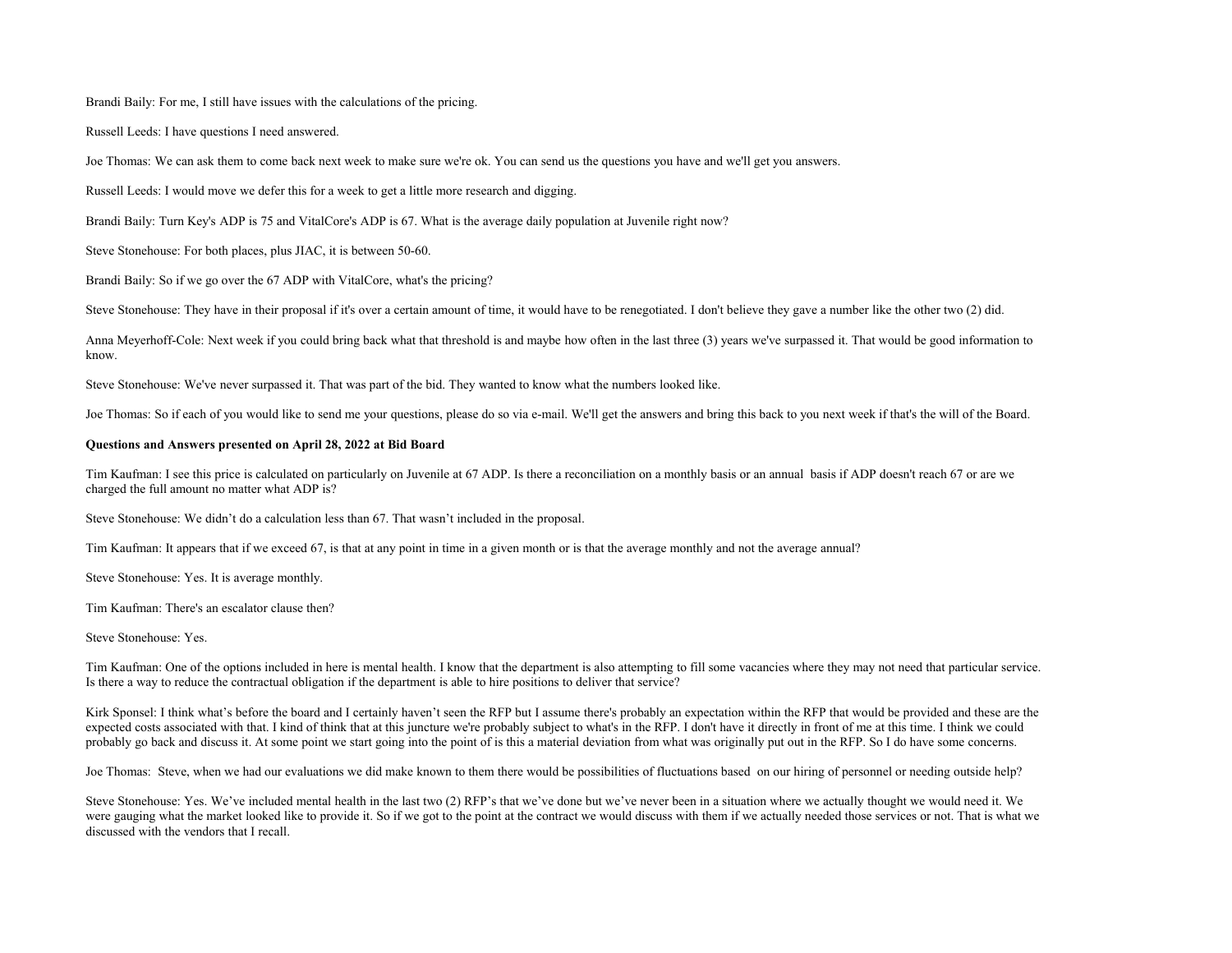Brandi Baily: For me, I still have issues with the calculations of the pricing.

Russell Leeds: I have questions I need answered.

Joe Thomas: We can ask them to come back next week to make sure we're ok. You can send us the questions you have and we'll get you answers.

Russell Leeds: I would move we defer this for a week to get a little more research and digging.

Brandi Baily: Turn Key's ADP is 75 and VitalCore's ADP is 67. What is the average daily population at Juvenile right now?

Steve Stonehouse: For both places, plus JIAC, it is between 50-60.

Brandi Baily: So if we go over the 67 ADP with VitalCore, what's the pricing?

Steve Stonehouse: They have in their proposal if it's over a certain amount of time, it would have to be renegotiated. I don't believe they gave a number like the other two (2) did.

Anna Meyerhoff-Cole: Next week if you could bring back what that threshold is and maybe how often in the last three (3) years we've surpassed it. That would be good information to know.

Steve Stonehouse: We've never surpassed it. That was part of the bid. They wanted to know what the numbers looked like.

Joe Thomas: So if each of you would like to send me your questions, please do so via e-mail. We'll get the answers and bring this back to you next week if that's the will of the Board.

**Questions and Answers presented on April 28, 2022 at Bid Board**

Tim Kaufman: I see this price is calculated on particularly on Juvenile at 67 ADP. Is there a reconciliation on a monthly basis or an annual basis if ADP doesn't reach 67 or are we charged the full amount no matter what ADP is?

Steve Stonehouse: We didn't do a calculation less than 67. That wasn't included in the proposal.

Tim Kaufman: It appears that if we exceed 67, is that at any point in time in a given month or is that the average monthly and not the average annual?

Steve Stonehouse: Yes. It is average monthly.

Tim Kaufman: There's an escalator clause then?

Steve Stonehouse: Yes.

Tim Kaufman: One of the options included in here is mental health. I know that the department is also attempting to fill some vacancies where they may not need that particular service. Is there a way to reduce the contractual obligation if the department is able to hire positions to deliver that service?

Kirk Sponsel: I think what's before the board and I certainly haven't seen the RFP but I assume there's probably an expectation within the RFP that would be provided and these are the expected costs associated with that. I kind of think that at this juncture we're probably subject to what's in the RFP. I don't have it directly in front of me at this time. I think we could probably go back and discuss it. At some point we start going into the point of is this a material deviation from what was originally put out in the RFP. So I do have some concerns.

Joe Thomas: Steve, when we had our evaluations we did make known to them there would be possibilities of fluctuations based on our hiring of personnel or needing outside help?

Steve Stonehouse: Yes. We've included mental health in the last two (2) RFP's that we've done but we've never been in a situation where we actually thought we would need it. We were gauging what the market looked like to provide it. So if we got to the point at the contract we would discuss with them if we actually needed those services or not. That is what we discussed with the vendors that I recall.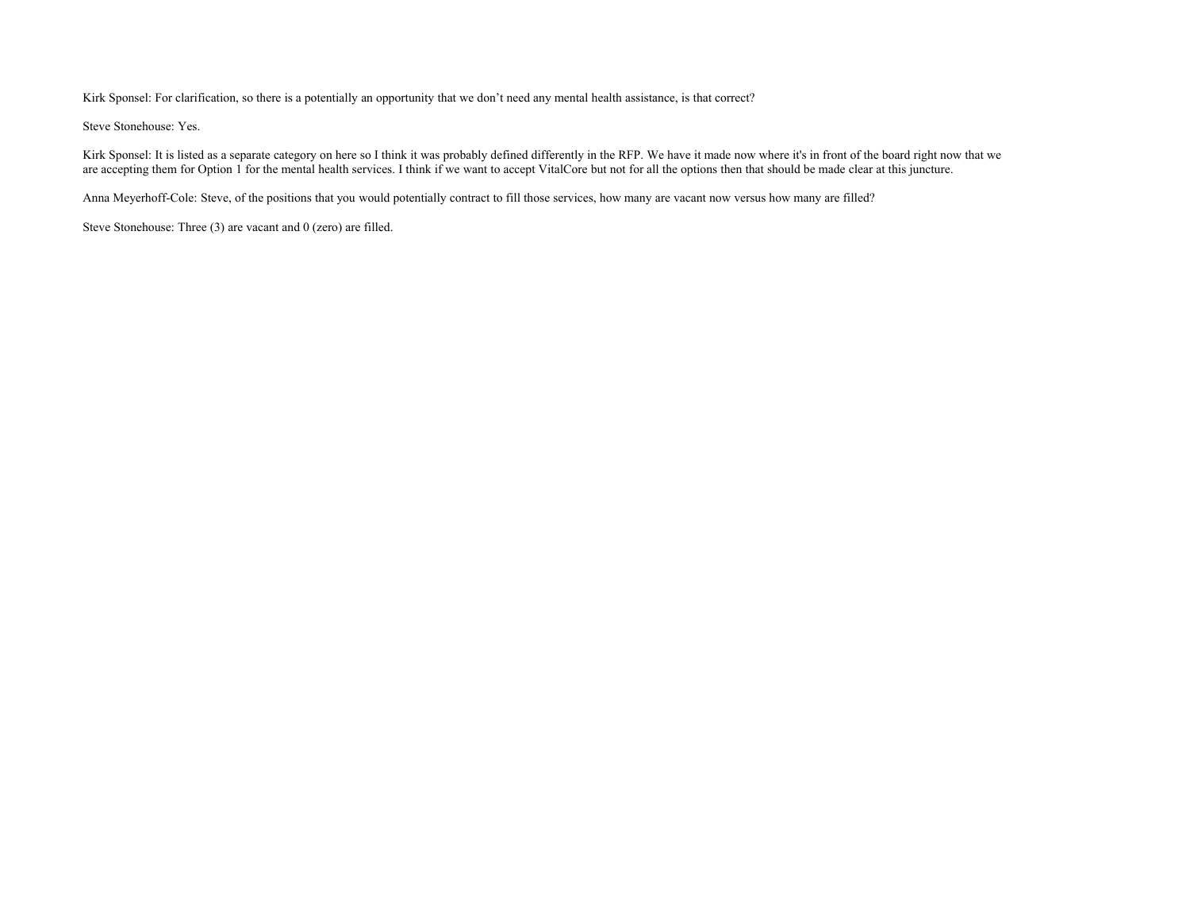Kirk Sponsel: For clarification, so there is a potentially an opportunity that we don't need any mental health assistance, is that correct?

Steve Stonehouse: Yes.

Kirk Sponsel: It is listed as a separate category on here so I think it was probably defined differently in the RFP. We have it made now where it's in front of the board right now that we are accepting them for Option 1 for the mental health services. I think if we want to accept VitalCore but not for all the options then that should be made clear at this juncture.

Anna Meyerhoff-Cole: Steve, of the positions that you would potentially contract to fill those services, how many are vacant now versus how many are filled?

Steve Stonehouse: Three (3) are vacant and 0 (zero) are filled.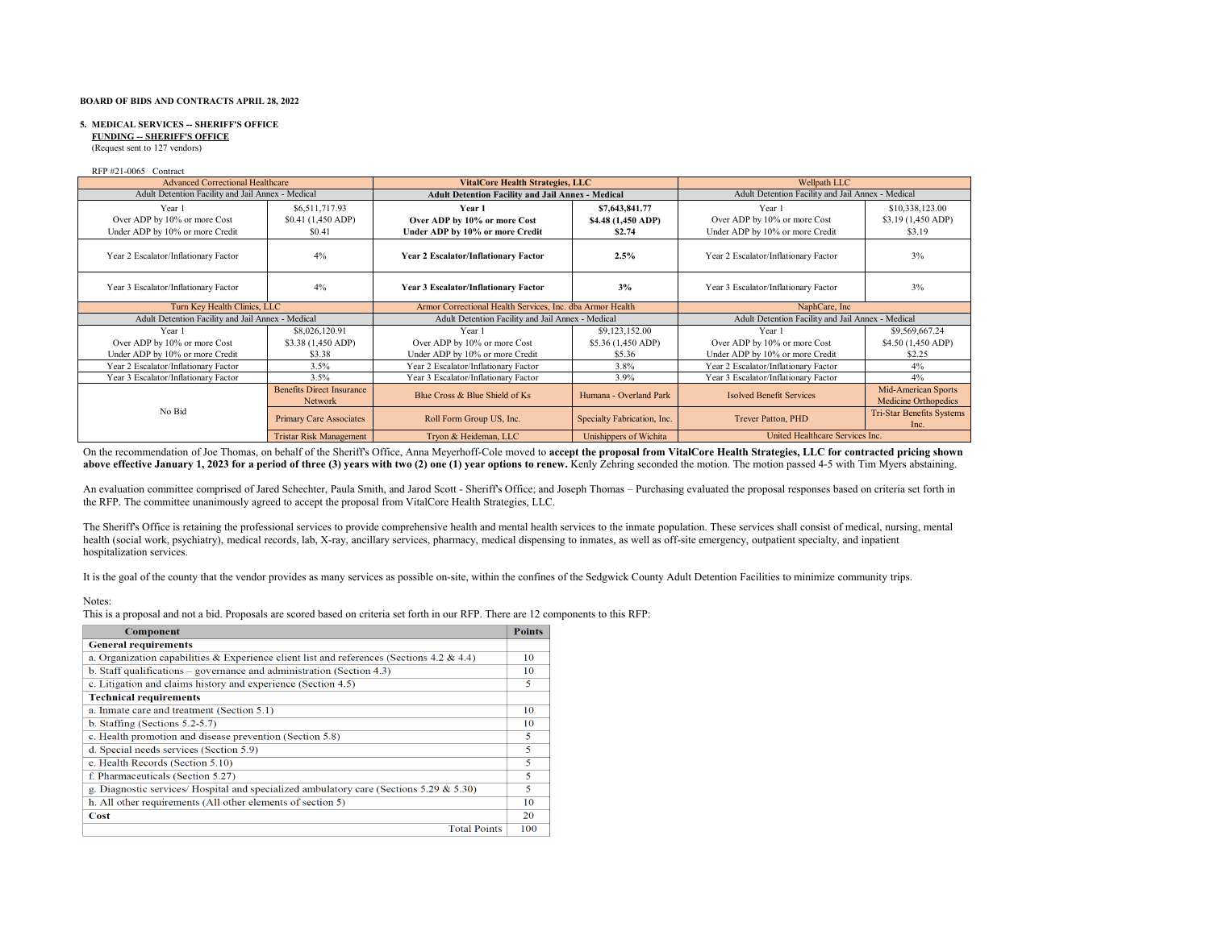**BOARD OF BIDS AND CONTRACTS APRIL 28, 2022**

**5. MEDICAL SERVICES -- SHERIFF'S OFFICE**
**FUNDING -- SHERIFF'S OFFICE**
(Request sent to 127 vendors)

RFP #21-0065 Contract

| Advanced Correctional Healthcare | | **VitalCore Health Strategies, LLC** | | Wellpath LLC | |
|---|---|---|---|---|---|
| Adult Detention Facility and Jail Annex - Medical | | **Adult Detention Facility and Jail Annex - Medical** | | Adult Detention Facility and Jail Annex - Medical | |
| Year 1<br>Over ADP by 10% or more Cost<br>Under ADP by 10% or more Credit | $6,511,717.93<br>$0.41 (1,450 ADP)<br>$0.41 | **Year 1**<br>**Over ADP by 10% or more Cost**<br>**Under ADP by 10% or more Credit** | **$7,643,841.77**<br>**$4.48 (1,450 ADP)**<br>**$2.74** | Year 1<br>Over ADP by 10% or more Cost<br>Under ADP by 10% or more Credit | $10,338,123.00<br>$3.19 (1,450 ADP)<br>$3.19 |
| Year 2 Escalator/Inflationary Factor | 4% | **Year 2 Escalator/Inflationary Factor** | **2.5%** | Year 2 Escalator/Inflationary Factor | 3% |
| Year 3 Escalator/Inflationary Factor | 4% | **Year 3 Escalator/Inflationary Factor** | **3%** | Year 3 Escalator/Inflationary Factor | 3% |
| Turn Key Health Clinics, LLC | | Armor Correctional Health Services, Inc. dba Armor Health | | NaphCare, Inc | |
| Adult Detention Facility and Jail Annex - Medical | | Adult Detention Facility and Jail Annex - Medical | | Adult Detention Facility and Jail Annex - Medical | |
| Year 1<br>Over ADP by 10% or more Cost<br>Under ADP by 10% or more Credit | $8,026,120.91<br>$3.38 (1,450 ADP)<br>$3.38 | Year 1<br>Over ADP by 10% or more Cost<br>Under ADP by 10% or more Credit | $9,123,152.00<br>$5.36 (1,450 ADP)<br>$5.36 | Year 1<br>Over ADP by 10% or more Cost<br>Under ADP by 10% or more Credit | $9,569,667.24<br>$4.50 (1,450 ADP)<br>$2.25 |
| Year 2 Escalator/Inflationary Factor | 3.5% | Year 2 Escalator/Inflationary Factor | 3.8% | Year 2 Escalator/Inflationary Factor | 4% |
| Year 3 Escalator/Inflationary Factor | 3.5% | Year 3 Escalator/Inflationary Factor | 3.9% | Year 3 Escalator/Inflationary Factor | 4% |
| No Bid | Benefits Direct Insurance Network | Blue Cross & Blue Shield of Ks | Humana - Overland Park | Isolved Benefit Services | Mid-American Sports Medicine Orthopedics |
| | Primary Care Associates | Roll Form Group US, Inc. | Specialty Fabrication, Inc. | Trever Patton, PHD | Tri-Star Benefits Systems Inc. |
| | Tristar Risk Management | Tryon & Heideman, LLC | Unishippers of Wichita | United Healthcare Services Inc. | |

On the recommendation of Joe Thomas, on behalf of the Sheriff's Office, Anna Meyerhoff-Cole moved to **accept the proposal from VitalCore Health Strategies, LLC for contracted pricing shown above effective January 1, 2023 for a period of three (3) years with two (2) one (1) year options to renew.** Kenly Zehring seconded the motion. The motion passed 4-5 with Tim Myers abstaining.

An evaluation committee comprised of Jared Schechter, Paula Smith, and Jarod Scott - Sheriff's Office; and Joseph Thomas – Purchasing evaluated the proposal responses based on criteria set forth in the RFP. The committee unanimously agreed to accept the proposal from VitalCore Health Strategies, LLC.

The Sheriff's Office is retaining the professional services to provide comprehensive health and mental health services to the inmate population. These services shall consist of medical, nursing, mental health (social work, psychiatry), medical records, lab, X-ray, ancillary services, pharmacy, medical dispensing to inmates, as well as off-site emergency, outpatient specialty, and inpatient hospitalization services.

It is the goal of the county that the vendor provides as many services as possible on-site, within the confines of the Sedgwick County Adult Detention Facilities to minimize community trips.

Notes:
This is a proposal and not a bid. Proposals are scored based on criteria set forth in our RFP. There are 12 components to this RFP:

| Component | Points |
|---|---|
| **General requirements** | |
| a. Organization capabilities & Experience client list and references (Sections 4.2 & 4.4) | 10 |
| b. Staff qualifications – governance and administration (Section 4.3) | 10 |
| c. Litigation and claims history and experience (Section 4.5) | 5 |
| **Technical requirements** | |
| a. Inmate care and treatment (Section 5.1) | 10 |
| b. Staffing (Sections 5.2-5.7) | 10 |
| c. Health promotion and disease prevention (Section 5.8) | 5 |
| d. Special needs services (Section 5.9) | 5 |
| e. Health Records (Section 5.10) | 5 |
| f. Pharmaceuticals (Section 5.27) | 5 |
| g. Diagnostic services/ Hospital and specialized ambulatory care (Sections 5.29 & 5.30) | 5 |
| h. All other requirements (All other elements of section 5) | 10 |
| **Cost** | 20 |
| Total Points | 100 |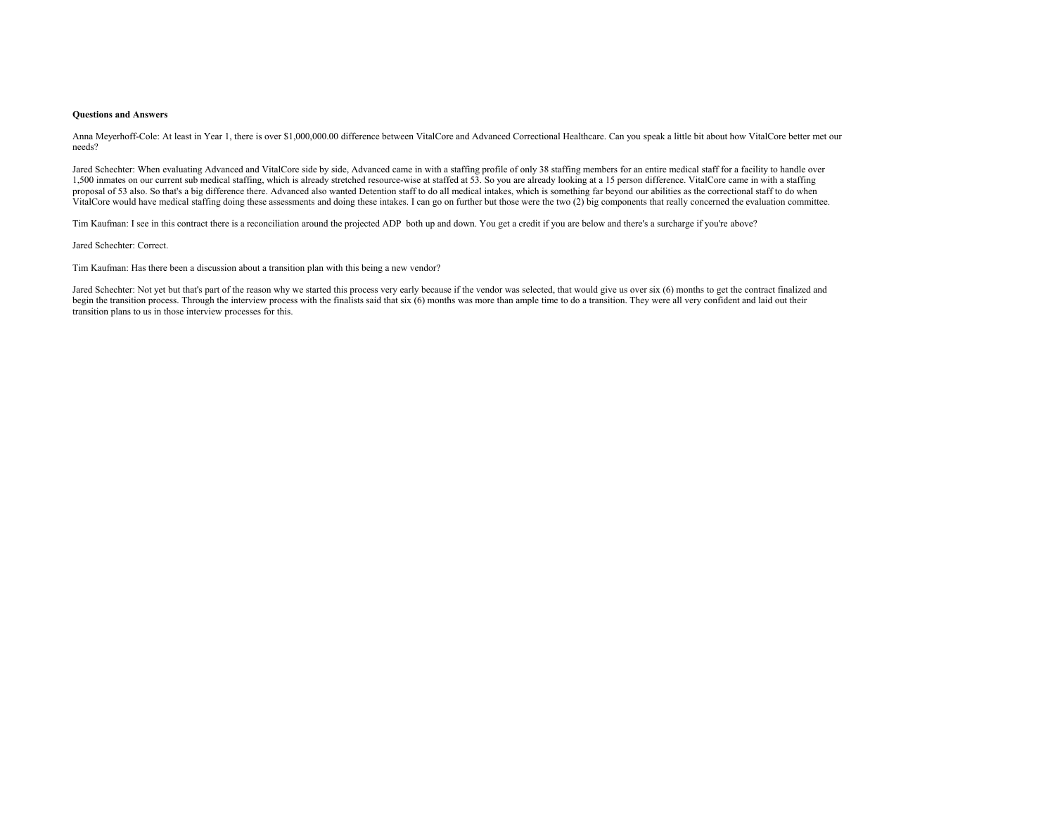**Questions and Answers**

Anna Meyerhoff-Cole: At least in Year 1, there is over $1,000,000.00 difference between VitalCore and Advanced Correctional Healthcare. Can you speak a little bit about how VitalCore better met our needs?

Jared Schechter: When evaluating Advanced and VitalCore side by side, Advanced came in with a staffing profile of only 38 staffing members for an entire medical staff for a facility to handle over 1,500 inmates on our current sub medical staffing, which is already stretched resource-wise at staffed at 53. So you are already looking at a 15 person difference. VitalCore came in with a staffing proposal of 53 also. So that's a big difference there. Advanced also wanted Detention staff to do all medical intakes, which is something far beyond our abilities as the correctional staff to do when VitalCore would have medical staffing doing these assessments and doing these intakes. I can go on further but those were the two (2) big components that really concerned the evaluation committee.

Tim Kaufman: I see in this contract there is a reconciliation around the projected ADP both up and down. You get a credit if you are below and there's a surcharge if you're above?

Jared Schechter: Correct.

Tim Kaufman: Has there been a discussion about a transition plan with this being a new vendor?

Jared Schechter: Not yet but that's part of the reason why we started this process very early because if the vendor was selected, that would give us over six (6) months to get the contract finalized and begin the transition process. Through the interview process with the finalists said that six (6) months was more than ample time to do a transition. They were all very confident and laid out their transition plans to us in those interview processes for this.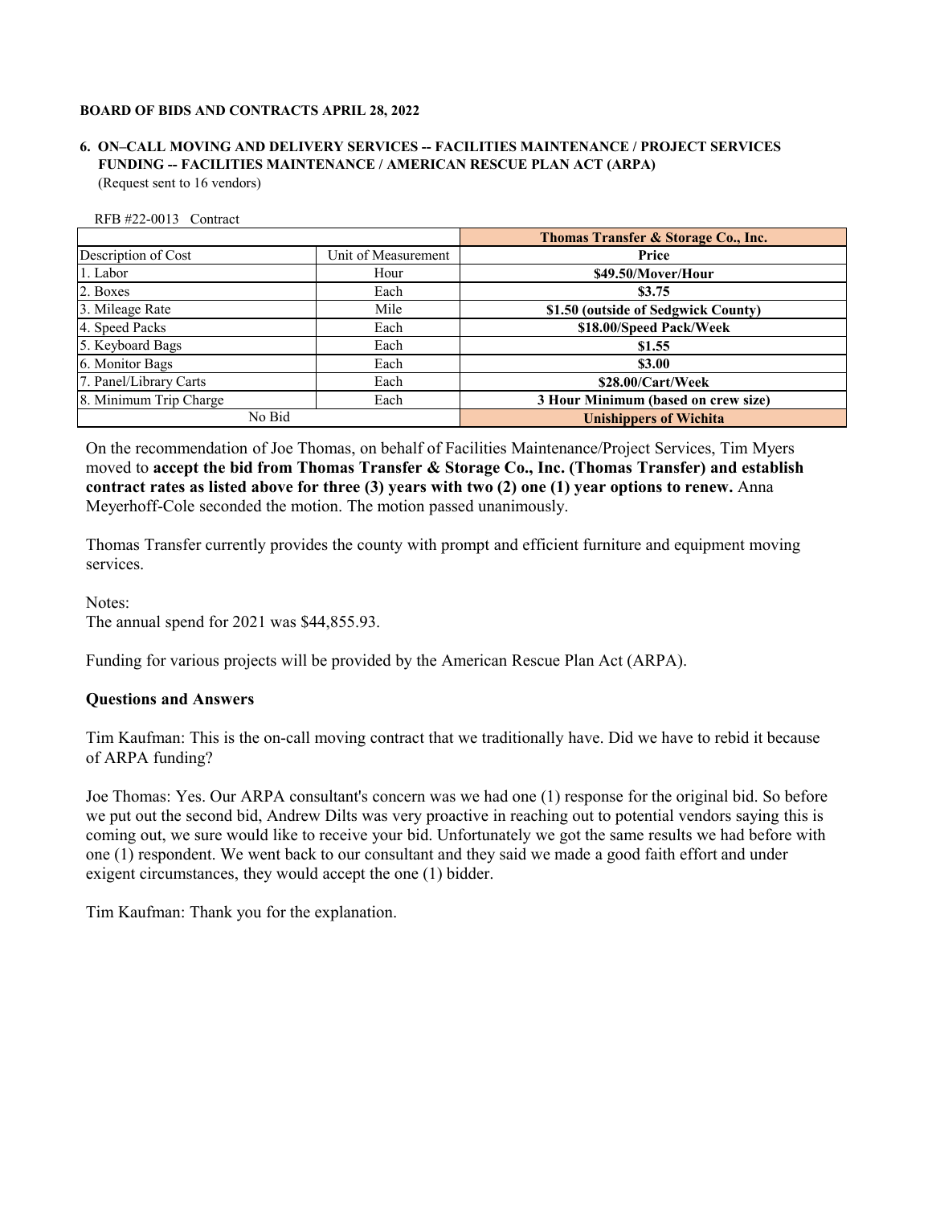**BOARD OF BIDS AND CONTRACTS APRIL 28, 2022**

**6. ON–CALL MOVING AND DELIVERY SERVICES -- FACILITIES MAINTENANCE / PROJECT SERVICES FUNDING -- FACILITIES MAINTENANCE / AMERICAN RESCUE PLAN ACT (ARPA)**
(Request sent to 16 vendors)

RFB #22-0013 Contract

| | | **Thomas Transfer & Storage Co., Inc.** |
|---|---|---|
| Description of Cost | Unit of Measurement | **Price** |
| 1. Labor | Hour | **$49.50/Mover/Hour** |
| 2. Boxes | Each | **$3.75** |
| 3. Mileage Rate | Mile | **$1.50 (outside of Sedgwick County)** |
| 4. Speed Packs | Each | **$18.00/Speed Pack/Week** |
| 5. Keyboard Bags | Each | **$1.55** |
| 6. Monitor Bags | Each | **$3.00** |
| 7. Panel/Library Carts | Each | **$28.00/Cart/Week** |
| 8. Minimum Trip Charge | Each | **3 Hour Minimum (based on crew size)** |
| No Bid | | **Unishippers of Wichita** |

On the recommendation of Joe Thomas, on behalf of Facilities Maintenance/Project Services, Tim Myers moved to **accept the bid from Thomas Transfer & Storage Co., Inc. (Thomas Transfer) and establish contract rates as listed above for three (3) years with two (2) one (1) year options to renew.** Anna Meyerhoff-Cole seconded the motion. The motion passed unanimously.

Thomas Transfer currently provides the county with prompt and efficient furniture and equipment moving services.

Notes:
The annual spend for 2021 was $44,855.93.

Funding for various projects will be provided by the American Rescue Plan Act (ARPA).

**Questions and Answers**

Tim Kaufman: This is the on-call moving contract that we traditionally have. Did we have to rebid it because of ARPA funding?

Joe Thomas: Yes. Our ARPA consultant's concern was we had one (1) response for the original bid. So before we put out the second bid, Andrew Dilts was very proactive in reaching out to potential vendors saying this is coming out, we sure would like to receive your bid. Unfortunately we got the same results we had before with one (1) respondent. We went back to our consultant and they said we made a good faith effort and under exigent circumstances, they would accept the one (1) bidder.

Tim Kaufman: Thank you for the explanation.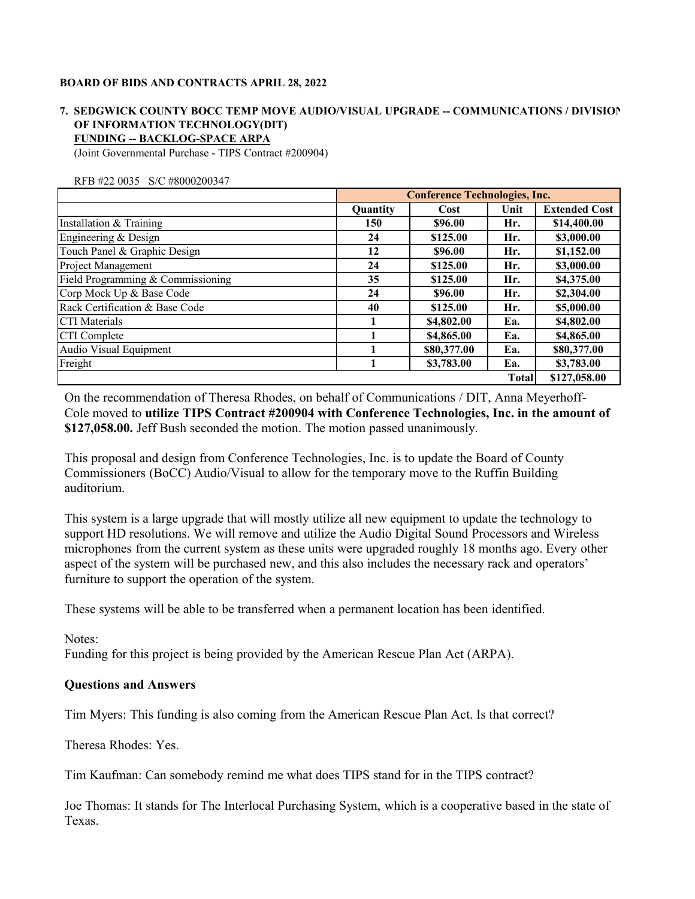**BOARD OF BIDS AND CONTRACTS APRIL 28, 2022**

**7. SEDGWICK COUNTY BOCC TEMP MOVE AUDIO/VISUAL UPGRADE -- COMMUNICATIONS / DIVISION OF INFORMATION TECHNOLOGY(DIT)**
**FUNDING -- BACKLOG-SPACE ARPA**
(Joint Governmental Purchase - TIPS Contract #200904)

RFB #22 0035 S/C #8000200347

| | Conference Technologies, Inc. | | | |
|---|---|---|---|---|
| | **Quantity** | **Cost** | **Unit** | **Extended Cost** |
| Installation & Training | **150** | **\$96.00** | **Hr.** | **\$14,400.00** |
| Engineering & Design | **24** | **\$125.00** | **Hr.** | **\$3,000.00** |
| Touch Panel & Graphic Design | **12** | **\$96.00** | **Hr.** | **\$1,152.00** |
| Project Management | **24** | **\$125.00** | **Hr.** | **\$3,000.00** |
| Field Programming & Commissioning | **35** | **\$125.00** | **Hr.** | **\$4,375.00** |
| Corp Mock Up & Base Code | **24** | **\$96.00** | **Hr.** | **\$2,304.00** |
| Rack Certification & Base Code | **40** | **\$125.00** | **Hr.** | **\$5,000.00** |
| CTI Materials | **1** | **\$4,802.00** | **Ea.** | **\$4,802.00** |
| CTI Complete | **1** | **\$4,865.00** | **Ea.** | **\$4,865.00** |
| Audio Visual Equipment | **1** | **\$80,377.00** | **Ea.** | **\$80,377.00** |
| Freight | **1** | **\$3,783.00** | **Ea.** | **\$3,783.00** |
| | | | **Total** | **\$127,058.00** |

On the recommendation of Theresa Rhodes, on behalf of Communications / DIT, Anna Meyerhoff-Cole moved to **utilize TIPS Contract #200904 with Conference Technologies, Inc. in the amount of \$127,058.00.** Jeff Bush seconded the motion. The motion passed unanimously.

This proposal and design from Conference Technologies, Inc. is to update the Board of County Commissioners (BoCC) Audio/Visual to allow for the temporary move to the Ruffin Building auditorium.

This system is a large upgrade that will mostly utilize all new equipment to update the technology to support HD resolutions. We will remove and utilize the Audio Digital Sound Processors and Wireless microphones from the current system as these units were upgraded roughly 18 months ago. Every other aspect of the system will be purchased new, and this also includes the necessary rack and operators' furniture to support the operation of the system.

These systems will be able to be transferred when a permanent location has been identified.

Notes:
Funding for this project is being provided by the American Rescue Plan Act (ARPA).

**Questions and Answers**

Tim Myers: This funding is also coming from the American Rescue Plan Act. Is that correct?

Theresa Rhodes: Yes.

Tim Kaufman: Can somebody remind me what does TIPS stand for in the TIPS contract?

Joe Thomas: It stands for The Interlocal Purchasing System, which is a cooperative based in the state of Texas.